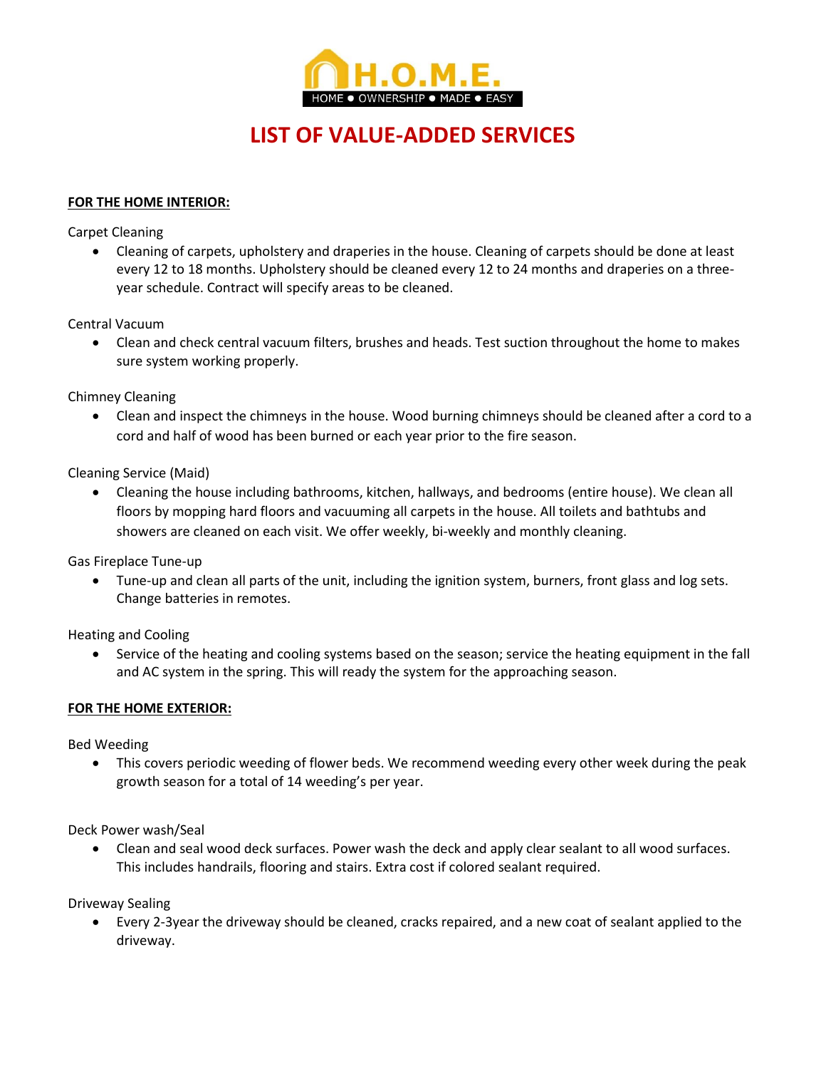# H.O.M.E.

HOME ● OWNERSHIP ● MADE ● EASY

## LIST OF VALUE-ADDED SERVICES

**FOR THE HOME INTERIOR:**

Carpet Cleaning

- Cleaning of carpets, upholstery and draperies in the house. Cleaning of carpets should be done at least every 12 to 18 months. Upholstery should be cleaned every 12 to 24 months and draperies on a three-year schedule. Contract will specify areas to be cleaned.

Central Vacuum

- Clean and check central vacuum filters, brushes and heads. Test suction throughout the home to makes sure system working properly.

Chimney Cleaning

- Clean and inspect the chimneys in the house. Wood burning chimneys should be cleaned after a cord to a cord and half of wood has been burned or each year prior to the fire season.

Cleaning Service (Maid)

- Cleaning the house including bathrooms, kitchen, hallways, and bedrooms (entire house). We clean all floors by mopping hard floors and vacuuming all carpets in the house. All toilets and bathtubs and showers are cleaned on each visit. We offer weekly, bi-weekly and monthly cleaning.

Gas Fireplace Tune-up

- Tune-up and clean all parts of the unit, including the ignition system, burners, front glass and log sets. Change batteries in remotes.

Heating and Cooling

- Service of the heating and cooling systems based on the season; service the heating equipment in the fall and AC system in the spring. This will ready the system for the approaching season.

**FOR THE HOME EXTERIOR:**

Bed Weeding

- This covers periodic weeding of flower beds. We recommend weeding every other week during the peak growth season for a total of 14 weeding's per year.

Deck Power wash/Seal

- Clean and seal wood deck surfaces. Power wash the deck and apply clear sealant to all wood surfaces. This includes handrails, flooring and stairs. Extra cost if colored sealant required.

Driveway Sealing

- Every 2-3year the driveway should be cleaned, cracks repaired, and a new coat of sealant applied to the driveway.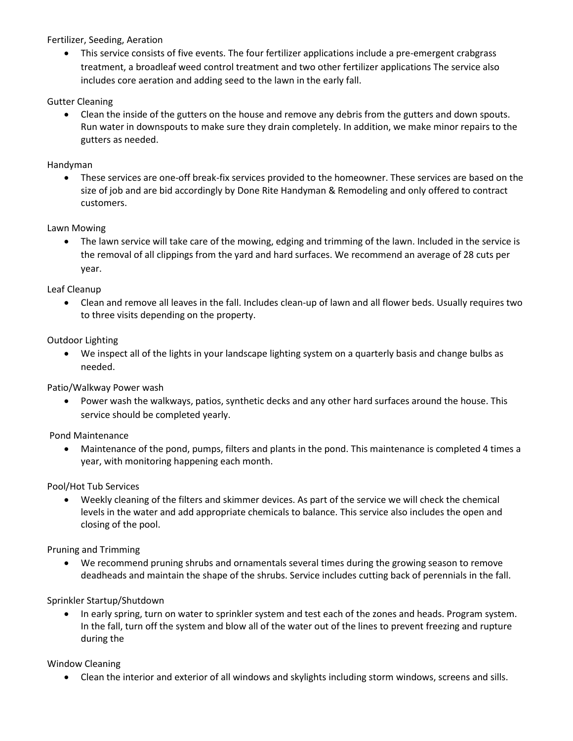Fertilizer, Seeding, Aeration

- This service consists of five events. The four fertilizer applications include a pre-emergent crabgrass treatment, a broadleaf weed control treatment and two other fertilizer applications The service also includes core aeration and adding seed to the lawn in the early fall.

Gutter Cleaning

- Clean the inside of the gutters on the house and remove any debris from the gutters and down spouts. Run water in downspouts to make sure they drain completely. In addition, we make minor repairs to the gutters as needed.

Handyman

- These services are one-off break-fix services provided to the homeowner. These services are based on the size of job and are bid accordingly by Done Rite Handyman & Remodeling and only offered to contract customers.

Lawn Mowing

- The lawn service will take care of the mowing, edging and trimming of the lawn. Included in the service is the removal of all clippings from the yard and hard surfaces. We recommend an average of 28 cuts per year.

Leaf Cleanup

- Clean and remove all leaves in the fall. Includes clean-up of lawn and all flower beds. Usually requires two to three visits depending on the property.

Outdoor Lighting

- We inspect all of the lights in your landscape lighting system on a quarterly basis and change bulbs as needed.

Patio/Walkway Power wash

- Power wash the walkways, patios, synthetic decks and any other hard surfaces around the house. This service should be completed yearly.

Pond Maintenance

- Maintenance of the pond, pumps, filters and plants in the pond. This maintenance is completed 4 times a year, with monitoring happening each month.

Pool/Hot Tub Services

- Weekly cleaning of the filters and skimmer devices. As part of the service we will check the chemical levels in the water and add appropriate chemicals to balance. This service also includes the open and closing of the pool.

Pruning and Trimming

- We recommend pruning shrubs and ornamentals several times during the growing season to remove deadheads and maintain the shape of the shrubs. Service includes cutting back of perennials in the fall.

Sprinkler Startup/Shutdown

- In early spring, turn on water to sprinkler system and test each of the zones and heads. Program system. In the fall, turn off the system and blow all of the water out of the lines to prevent freezing and rupture during the

Window Cleaning

- Clean the interior and exterior of all windows and skylights including storm windows, screens and sills.